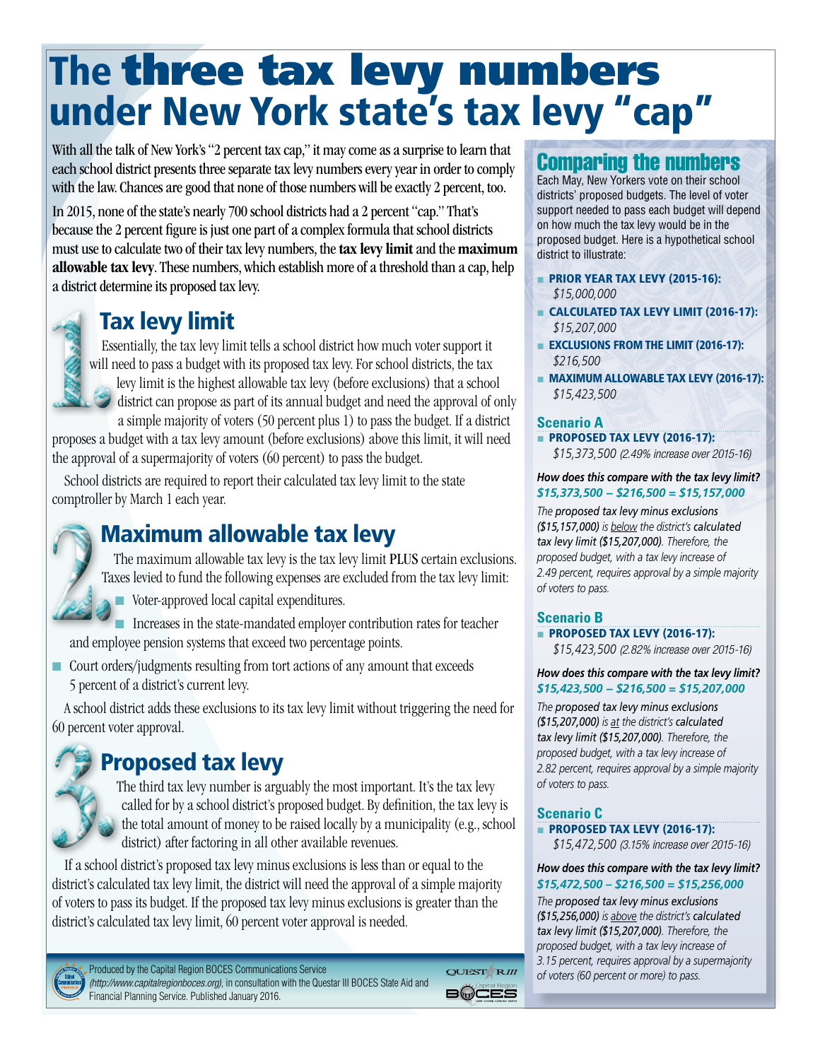# The three tax levy numbers under New York state's tax levy "cap"

With all the talk of New York's "2 percent tax cap," it may come as a surprise to learn that each school district presents three separate tax levy numbers every year in order to comply with the law. Chances are good that none of those numbers will be exactly 2 percent, too.

In 2015, none of the state's nearly 700 school districts had a 2 percent "cap." That's because the 2 percent figure is just one part of a complex formula that school districts must use to calculate two of their tax levy numbers, the **tax levy limit** and the **maximum allowable tax levy**. These numbers, which establish more of a threshold than a cap, help a district determine its proposed tax levy.

## 1. Tax levy limit

Essentially, the tax levy limit tells a school district how much voter support it will need to pass a budget with its proposed tax levy. For school districts, the tax levy limit is the highest allowable tax levy (before exclusions) that a school district can propose as part of its annual budget and need the approval of only a simple majority of voters (50 percent plus 1) to pass the budget. If a district proposes a budget with a tax levy amount (before exclusions) above this limit, it will need the approval of a supermajority of voters (60 percent) to pass the budget.

School districts are required to report their calculated tax levy limit to the state comptroller by March 1 each year.

## 2. Maximum allowable tax levy

The maximum allowable tax levy is the tax levy limit PLUS certain exclusions. Taxes levied to fund the following expenses are excluded from the tax levy limit:

- Voter-approved local capital expenditures.
- Increases in the state-mandated employer contribution rates for teacher and employee pension systems that exceed two percentage points.
- Court orders/judgments resulting from tort actions of any amount that exceeds 5 percent of a district's current levy.

A school district adds these exclusions to its tax levy limit without triggering the need for 60 percent voter approval.

## 3. Proposed tax levy

The third tax levy number is arguably the most important. It's the tax levy called for by a school district's proposed budget. By definition, the tax levy is the total amount of money to be raised locally by a municipality (e.g., school district) after factoring in all other available revenues.

If a school district's proposed tax levy minus exclusions is less than or equal to the district's calculated tax levy limit, the district will need the approval of a simple majority of voters to pass its budget. If the proposed tax levy minus exclusions is greater than the district's calculated tax levy limit, 60 percent voter approval is needed.

## Comparing the numbers

Each May, New Yorkers vote on their school districts' proposed budgets. The level of voter support needed to pass each budget will depend on how much the tax levy would be in the proposed budget. Here is a hypothetical school district to illustrate:

- **PRIOR YEAR TAX LEVY (2015-16):** *$15,000,000*
- **CALCULATED TAX LEVY LIMIT (2016-17):** *$15,207,000*
- **EXCLUSIONS FROM THE LIMIT (2016-17):** *$216,500*
- **MAXIMUM ALLOWABLE TAX LEVY (2016-17):** *$15,423,500*

### Scenario A

- **PROPOSED TAX LEVY (2016-17):** *$15,373,500 (2.49% increase over 2015-16)*

***How does this compare with the tax levy limit?***
***$15,373,500 – $216,500 = $15,157,000***

*The **proposed tax levy minus exclusions ($15,157,000)** is below the district's **calculated tax levy limit ($15,207,000)**. Therefore, the proposed budget, with a tax levy increase of 2.49 percent, requires approval by a simple majority of voters to pass.*

### Scenario B

- **PROPOSED TAX LEVY (2016-17):** *$15,423,500 (2.82% increase over 2015-16)*

***How does this compare with the tax levy limit?***
***$15,423,500 – $216,500 = $15,207,000***

*The **proposed tax levy minus exclusions ($15,207,000)** is at the district's **calculated tax levy limit ($15,207,000)**. Therefore, the proposed budget, with a tax levy increase of 2.82 percent, requires approval by a simple majority of voters to pass.*

### Scenario C

- **PROPOSED TAX LEVY (2016-17):** *$15,472,500 (3.15% increase over 2015-16)*

***How does this compare with the tax levy limit?***
***$15,472,500 – $216,500 = $15,256,000***

*The **proposed tax levy minus exclusions ($15,256,000)** is above the district's **calculated tax levy limit ($15,207,000)**. Therefore, the proposed budget, with a tax levy increase of 3.15 percent, requires approval by a supermajority of voters (60 percent or more) to pass.*

Produced by the Capital Region BOCES Communications Service *(http://www.capitalregionboces.org)*, in consultation with the Questar III BOCES State Aid and Financial Planning Service. Published January 2016.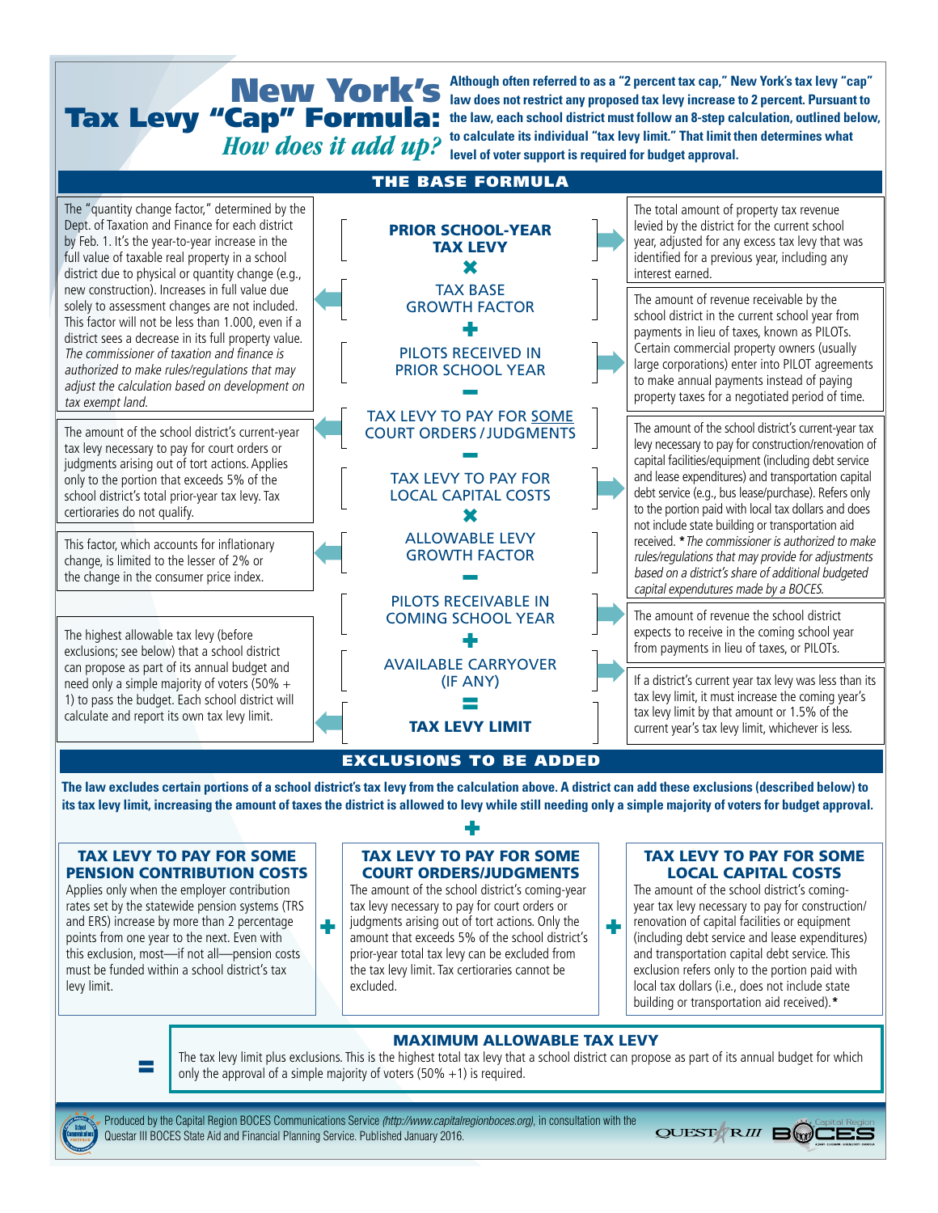# New York's Tax Levy "Cap" Formula: *How does it add up?*

**Although often referred to as a "2 percent tax cap," New York's tax levy "cap" law does not restrict any proposed tax levy increase to 2 percent. Pursuant to the law, each school district must follow an 8-step calculation, outlined below, to calculate its individual "tax levy limit." That limit then determines what level of voter support is required for budget approval.**

## THE BASE FORMULA

**PRIOR SCHOOL-YEAR TAX LEVY**

The total amount of property tax revenue levied by the district for the current school year, adjusted for any excess tax levy that was identified for a previous year, including any interest earned.

**×**

**TAX BASE GROWTH FACTOR**

The "quantity change factor," determined by the Dept. of Taxation and Finance for each district by Feb. 1. It's the year-to-year increase in the full value of taxable real property in a school district due to physical or quantity change (e.g., new construction). Increases in full value due solely to assessment changes are not included. This factor will not be less than 1.000, even if a district sees a decrease in its full property value. *The commissioner of taxation and finance is authorized to make rules/regulations that may adjust the calculation based on development on tax exempt land.*

**+**

**PILOTS RECEIVED IN PRIOR SCHOOL YEAR**

The amount of revenue receivable by the school district in the current school year from payments in lieu of taxes, known as PILOTs. Certain commercial property owners (usually large corporations) enter into PILOT agreements to make annual payments instead of paying property taxes for a negotiated period of time.

**–**

**TAX LEVY TO PAY FOR SOME COURT ORDERS / JUDGMENTS**

The amount of the school district's current-year tax levy necessary to pay for court orders or judgments arising out of tort actions. Applies only to the portion that exceeds 5% of the school district's total prior-year tax levy. Tax certioraries do not qualify.

**–**

**TAX LEVY TO PAY FOR LOCAL CAPITAL COSTS**

The amount of the school district's current-year tax levy necessary to pay for construction/renovation of capital facilities/equipment (including debt service and lease expenditures) and transportation capital debt service (e.g., bus lease/purchase). Refers only to the portion paid with local tax dollars and does not include state building or transportation aid received. *\* The commissioner is authorized to make rules/regulations that may provide for adjustments based on a district's share of additional budgeted capital expenditures made by a BOCES.*

**×**

**ALLOWABLE LEVY GROWTH FACTOR**

This factor, which accounts for inflationary change, is limited to the lesser of 2% or the change in the consumer price index.

**–**

**PILOTS RECEIVABLE IN COMING SCHOOL YEAR**

The amount of revenue the school district expects to receive in the coming school year from payments in lieu of taxes, or PILOTs.

**+**

**AVAILABLE CARRYOVER (IF ANY)**

If a district's current year tax levy was less than its tax levy limit, it must increase the coming year's tax levy limit by that amount or 1.5% of the current year's tax levy limit, whichever is less.

**=**

**TAX LEVY LIMIT**

The highest allowable tax levy (before exclusions; see below) that a school district can propose as part of its annual budget and need only a simple majority of voters (50% + 1) to pass the budget. Each school district will calculate and report its own tax levy limit.

## EXCLUSIONS TO BE ADDED

**The law excludes certain portions of a school district's tax levy from the calculation above. A district can add these exclusions (described below) to its tax levy limit, increasing the amount of taxes the district is allowed to levy while still needing only a simple majority of voters for budget approval.**

**+**

### TAX LEVY TO PAY FOR SOME PENSION CONTRIBUTION COSTS

Applies only when the employer contribution rates set by the statewide pension systems (TRS and ERS) increase by more than 2 percentage points from one year to the next. Even with this exclusion, most—if not all—pension costs must be funded within a school district's tax levy limit.

**+**

### TAX LEVY TO PAY FOR SOME COURT ORDERS/JUDGMENTS

The amount of the school district's coming-year tax levy necessary to pay for court orders or judgments arising out of tort actions. Only the amount that exceeds 5% of the school district's prior-year total tax levy can be excluded from the tax levy limit. Tax certioraries cannot be excluded.

**+**

### TAX LEVY TO PAY FOR SOME LOCAL CAPITAL COSTS

The amount of the school district's coming-year tax levy necessary to pay for construction/renovation of capital facilities or equipment (including debt service and lease expenditures) and transportation capital debt service. This exclusion refers only to the portion paid with local tax dollars (i.e., does not include state building or transportation aid received).*

**=**

### MAXIMUM ALLOWABLE TAX LEVY

The tax levy limit plus exclusions. This is the highest total tax levy that a school district can propose as part of its annual budget for which only the approval of a simple majority of voters (50% +1) is required.

Produced by the Capital Region BOCES Communications Service *(http://www.capitalregionboces.org)*, in consultation with the Questar III BOCES State Aid and Financial Planning Service. Published January 2016.